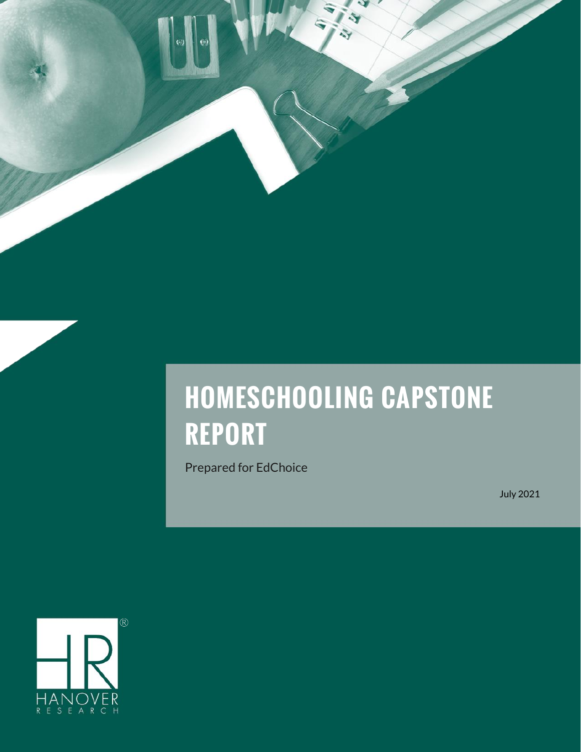# HOMESCHOOLING CAPSTONE REPORT

Prepared for EdChoice

July 2021

HANOVER RESEARCH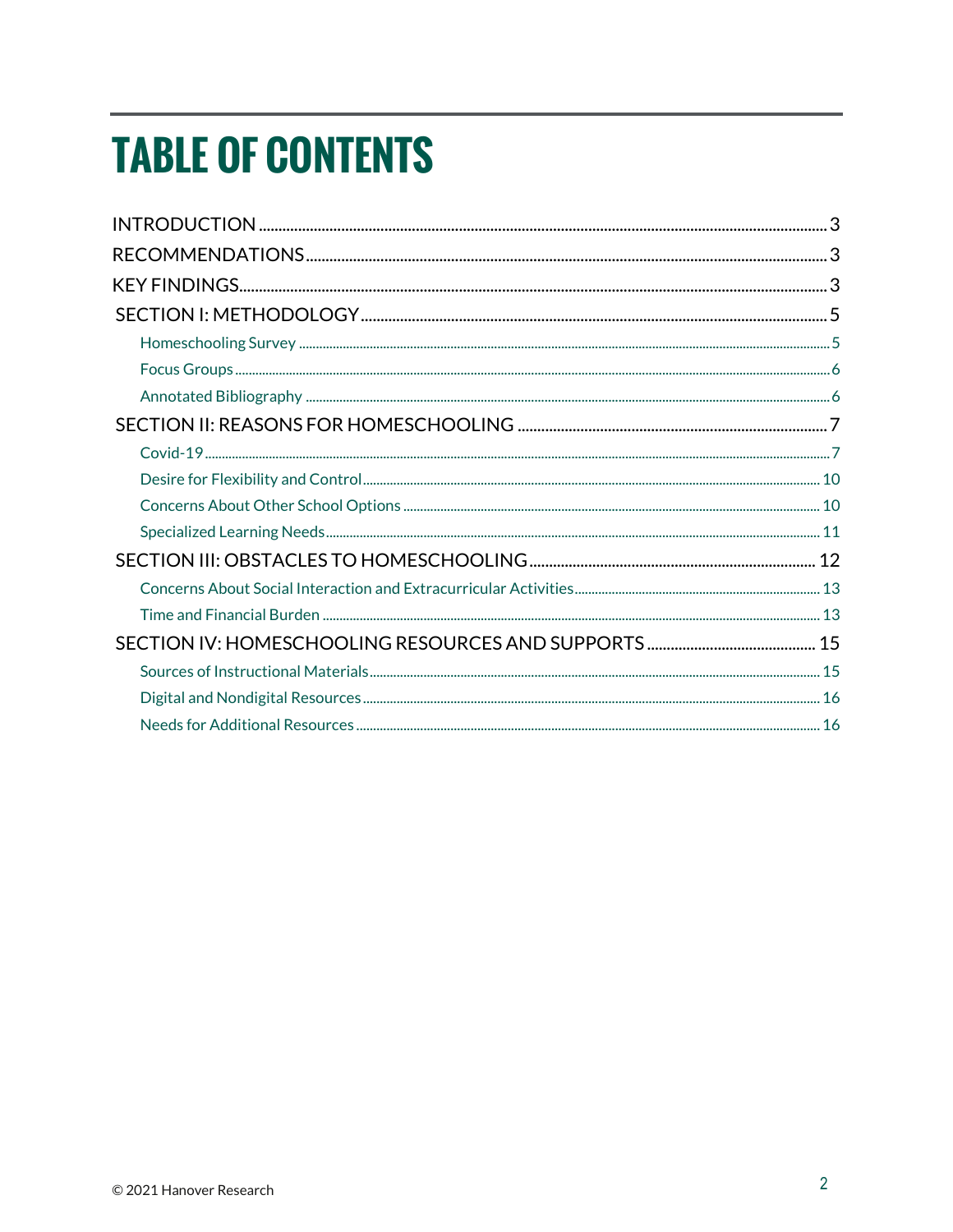# TABLE OF CONTENTS

INTRODUCTION ........................................................ 3
RECOMMENDATIONS ................................................ 3
KEY FINDINGS ........................................................ 3
SECTION I: METHODOLOGY .................................... 5
- Homeschooling Survey ........................................ 5
- Focus Groups ....................................................... 6
- Annotated Bibliography ...................................... 6

SECTION II: REASONS FOR HOMESCHOOLING ............ 7
- Covid-19 .............................................................. 7
- Desire for Flexibility and Control ....................... 10
- Concerns About Other School Options ................ 10
- Specialized Learning Needs ................................ 11

SECTION III: OBSTACLES TO HOMESCHOOLING ......... 12
- Concerns About Social Interaction and Extracurricular Activities ........ 13
- Time and Financial Burden ................................. 13

SECTION IV: HOMESCHOOLING RESOURCES AND SUPPORTS ......... 15
- Sources of Instructional Materials ...................... 15
- Digital and Nondigital Resources ........................ 16
- Needs for Additional Resources .......................... 16

© 2021 Hanover Research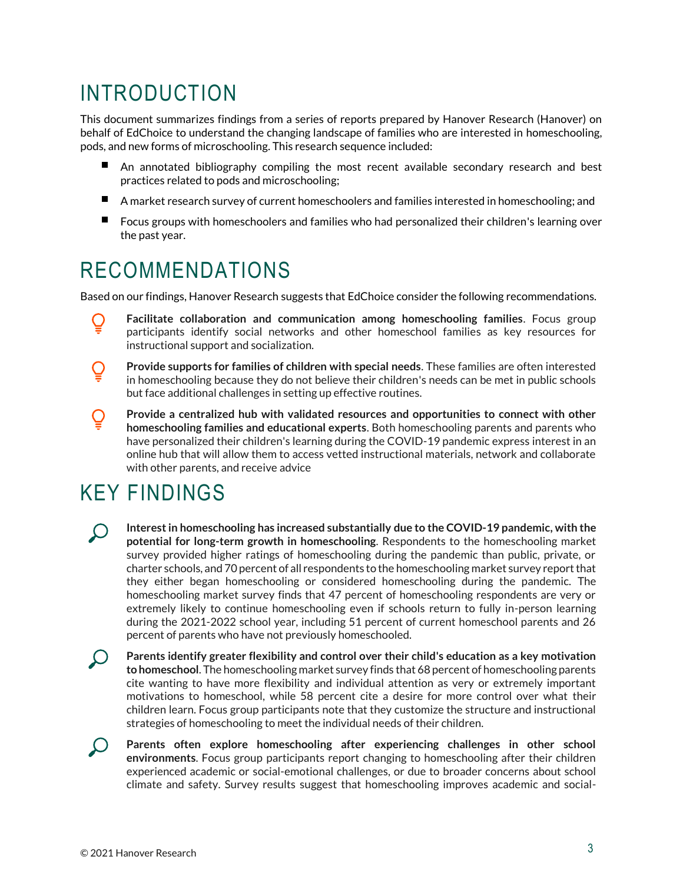# INTRODUCTION

This document summarizes findings from a series of reports prepared by Hanover Research (Hanover) on behalf of EdChoice to understand the changing landscape of families who are interested in homeschooling, pods, and new forms of microschooling. This research sequence included:

- An annotated bibliography compiling the most recent available secondary research and best practices related to pods and microschooling;
- A market research survey of current homeschoolers and families interested in homeschooling; and
- Focus groups with homeschoolers and families who had personalized their children's learning over the past year.

# RECOMMENDATIONS

Based on our findings, Hanover Research suggests that EdChoice consider the following recommendations.

- **Facilitate collaboration and communication among homeschooling families**. Focus group participants identify social networks and other homeschool families as key resources for instructional support and socialization.
- **Provide supports for families of children with special needs**. These families are often interested in homeschooling because they do not believe their children's needs can be met in public schools but face additional challenges in setting up effective routines.
- **Provide a centralized hub with validated resources and opportunities to connect with other homeschooling families and educational experts**. Both homeschooling parents and parents who have personalized their children's learning during the COVID-19 pandemic express interest in an online hub that will allow them to access vetted instructional materials, network and collaborate with other parents, and receive advice

# KEY FINDINGS

- **Interest in homeschooling has increased substantially due to the COVID-19 pandemic, with the potential for long-term growth in homeschooling**. Respondents to the homeschooling market survey provided higher ratings of homeschooling during the pandemic than public, private, or charter schools, and 70 percent of all respondents to the homeschooling market survey report that they either began homeschooling or considered homeschooling during the pandemic. The homeschooling market survey finds that 47 percent of homeschooling respondents are very or extremely likely to continue homeschooling even if schools return to fully in-person learning during the 2021-2022 school year, including 51 percent of current homeschool parents and 26 percent of parents who have not previously homeschooled.
- **Parents identify greater flexibility and control over their child's education as a key motivation to homeschool**. The homeschooling market survey finds that 68 percent of homeschooling parents cite wanting to have more flexibility and individual attention as very or extremely important motivations to homeschool, while 58 percent cite a desire for more control over what their children learn. Focus group participants note that they customize the structure and instructional strategies of homeschooling to meet the individual needs of their children.
- **Parents often explore homeschooling after experiencing challenges in other school environments**. Focus group participants report changing to homeschooling after their children experienced academic or social-emotional challenges, or due to broader concerns about school climate and safety. Survey results suggest that homeschooling improves academic and social-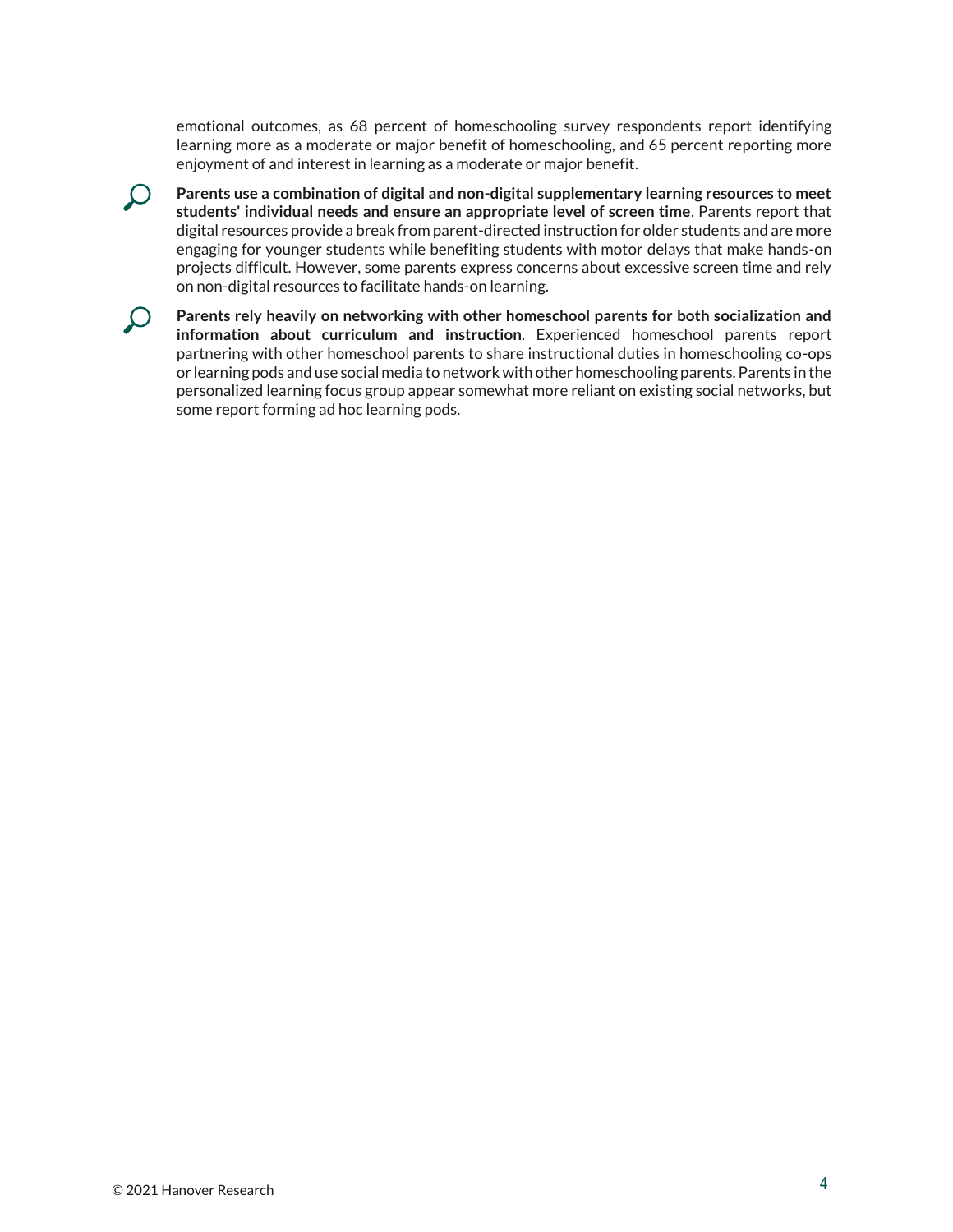emotional outcomes, as 68 percent of homeschooling survey respondents report identifying learning more as a moderate or major benefit of homeschooling, and 65 percent reporting more enjoyment of and interest in learning as a moderate or major benefit.

- **Parents use a combination of digital and non-digital supplementary learning resources to meet students' individual needs and ensure an appropriate level of screen time**. Parents report that digital resources provide a break from parent-directed instruction for older students and are more engaging for younger students while benefiting students with motor delays that make hands-on projects difficult. However, some parents express concerns about excessive screen time and rely on non-digital resources to facilitate hands-on learning.

- **Parents rely heavily on networking with other homeschool parents for both socialization and information about curriculum and instruction**. Experienced homeschool parents report partnering with other homeschool parents to share instructional duties in homeschooling co-ops or learning pods and use social media to network with other homeschooling parents. Parents in the personalized learning focus group appear somewhat more reliant on existing social networks, but some report forming ad hoc learning pods.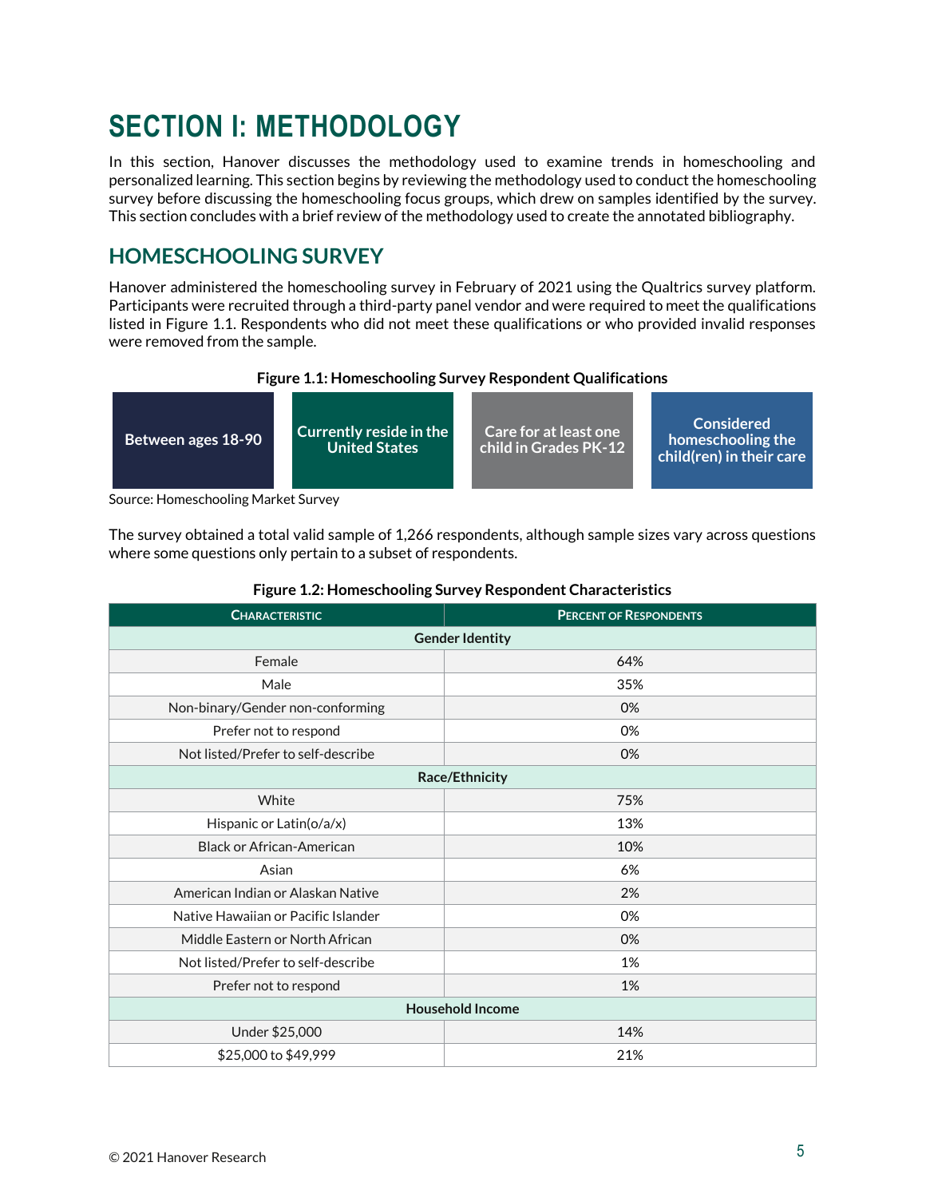# SECTION I: METHODOLOGY

In this section, Hanover discusses the methodology used to examine trends in homeschooling and personalized learning. This section begins by reviewing the methodology used to conduct the homeschooling survey before discussing the homeschooling focus groups, which drew on samples identified by the survey. This section concludes with a brief review of the methodology used to create the annotated bibliography.

## HOMESCHOOLING SURVEY

Hanover administered the homeschooling survey in February of 2021 using the Qualtrics survey platform. Participants were recruited through a third-party panel vendor and were required to meet the qualifications listed in Figure 1.1. Respondents who did not meet these qualifications or who provided invalid responses were removed from the sample.

**Figure 1.1: Homeschooling Survey Respondent Qualifications**

| Between ages 18-90 | Currently reside in the United States | Care for at least one child in Grades PK-12 | Considered homeschooling the child(ren) in their care |
|---|---|---|---|

Source: Homeschooling Market Survey

The survey obtained a total valid sample of 1,266 respondents, although sample sizes vary across questions where some questions only pertain to a subset of respondents.

**Figure 1.2: Homeschooling Survey Respondent Characteristics**

| Characteristic | Percent of Respondents |
|---|---|
| **Gender Identity** | |
| Female | 64% |
| Male | 35% |
| Non-binary/Gender non-conforming | 0% |
| Prefer not to respond | 0% |
| Not listed/Prefer to self-describe | 0% |
| **Race/Ethnicity** | |
| White | 75% |
| Hispanic or Latin(o/a/x) | 13% |
| Black or African-American | 10% |
| Asian | 6% |
| American Indian or Alaskan Native | 2% |
| Native Hawaiian or Pacific Islander | 0% |
| Middle Eastern or North African | 0% |
| Not listed/Prefer to self-describe | 1% |
| Prefer not to respond | 1% |
| **Household Income** | |
| Under $25,000 | 14% |
| $25,000 to $49,999 | 21% |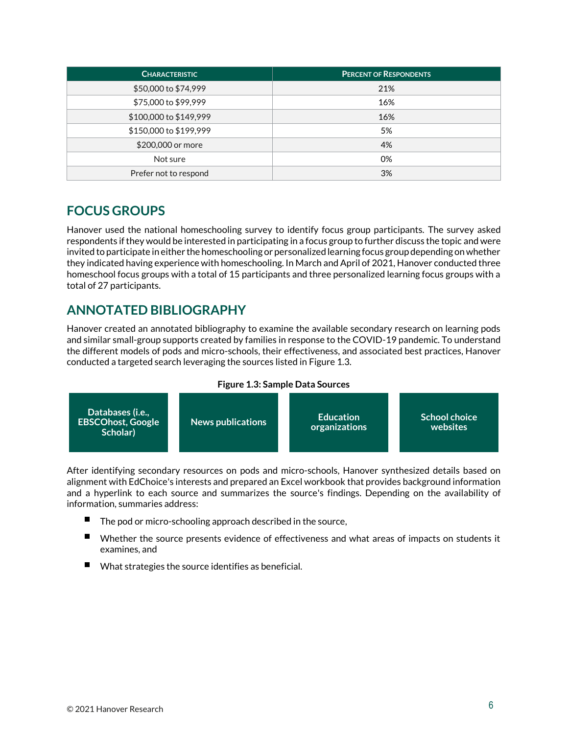| Characteristic | Percent of Respondents |
|---|---|
| $50,000 to $74,999 | 21% |
| $75,000 to $99,999 | 16% |
| $100,000 to $149,999 | 16% |
| $150,000 to $199,999 | 5% |
| $200,000 or more | 4% |
| Not sure | 0% |
| Prefer not to respond | 3% |

## FOCUS GROUPS

Hanover used the national homeschooling survey to identify focus group participants. The survey asked respondents if they would be interested in participating in a focus group to further discuss the topic and were invited to participate in either the homeschooling or personalized learning focus group depending on whether they indicated having experience with homeschooling. In March and April of 2021, Hanover conducted three homeschool focus groups with a total of 15 participants and three personalized learning focus groups with a total of 27 participants.

## ANNOTATED BIBLIOGRAPHY

Hanover created an annotated bibliography to examine the available secondary research on learning pods and similar small-group supports created by families in response to the COVID-19 pandemic. To understand the different models of pods and micro-schools, their effectiveness, and associated best practices, Hanover conducted a targeted search leveraging the sources listed in Figure 1.3.

**Figure 1.3: Sample Data Sources**

| Databases (i.e., EBSCOhost, Google Scholar) | News publications | Education organizations | School choice websites |
|---|---|---|---|

After identifying secondary resources on pods and micro-schools, Hanover synthesized details based on alignment with EdChoice's interests and prepared an Excel workbook that provides background information and a hyperlink to each source and summarizes the source's findings. Depending on the availability of information, summaries address:

- The pod or micro-schooling approach described in the source,
- Whether the source presents evidence of effectiveness and what areas of impacts on students it examines, and
- What strategies the source identifies as beneficial.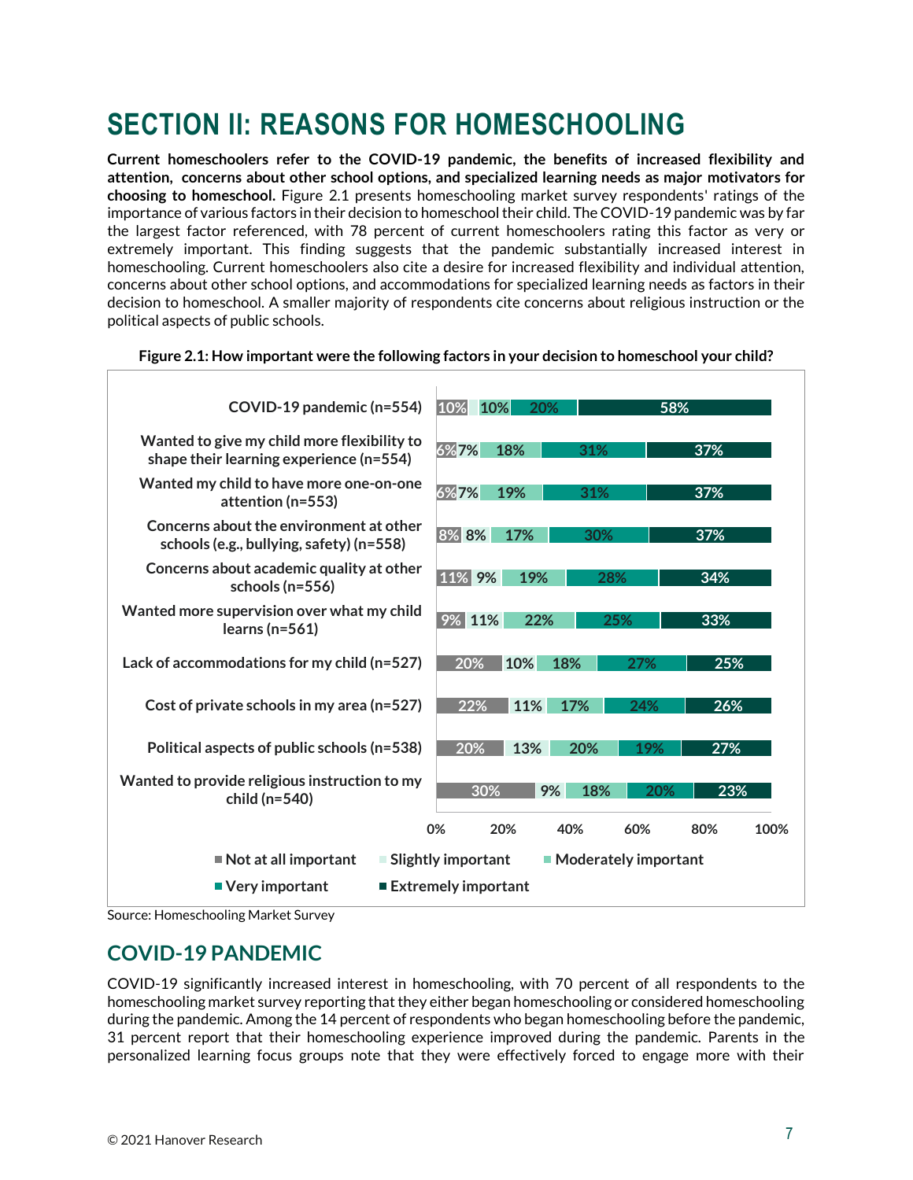# SECTION II: REASONS FOR HOMESCHOOLING

**Current homeschoolers refer to the COVID-19 pandemic, the benefits of increased flexibility and attention, concerns about other school options, and specialized learning needs as major motivators for choosing to homeschool.** Figure 2.1 presents homeschooling market survey respondents' ratings of the importance of various factors in their decision to homeschool their child. The COVID-19 pandemic was by far the largest factor referenced, with 78 percent of current homeschoolers rating this factor as very or extremely important. This finding suggests that the pandemic substantially increased interest in homeschooling. Current homeschoolers also cite a desire for increased flexibility and individual attention, concerns about other school options, and accommodations for specialized learning needs as factors in their decision to homeschool. A smaller majority of respondents cite concerns about religious instruction or the political aspects of public schools.

**Figure 2.1: How important were the following factors in your decision to homeschool your child?**

| Factor | Not at all important | Slightly important | Moderately important | Very important | Extremely important |
|---|---|---|---|---|---|
| COVID-19 pandemic (n=554) | 10% | 10% | 20% | | 58% |
| Wanted to give my child more flexibility to shape their learning experience (n=554) | 6% | 7% | 18% | 31% | 37% |
| Wanted my child to have more one-on-one attention (n=553) | 6% | 7% | 19% | 31% | 37% |
| Concerns about the environment at other schools (e.g., bullying, safety) (n=558) | 8% | 8% | 17% | 30% | 37% |
| Concerns about academic quality at other schools (n=556) | 11% | 9% | 19% | 28% | 34% |
| Wanted more supervision over what my child learns (n=561) | 9% | 11% | 22% | 25% | 33% |
| Lack of accommodations for my child (n=527) | 20% | 10% | 18% | 27% | 25% |
| Cost of private schools in my area (n=527) | 22% | 11% | 17% | 24% | 26% |
| Political aspects of public schools (n=538) | 20% | 13% | 20% | 19% | 27% |
| Wanted to provide religious instruction to my child (n=540) | 30% | 9% | 18% | 20% | 23% |

Source: Homeschooling Market Survey

## COVID-19 PANDEMIC

COVID-19 significantly increased interest in homeschooling, with 70 percent of all respondents to the homeschooling market survey reporting that they either began homeschooling or considered homeschooling during the pandemic. Among the 14 percent of respondents who began homeschooling before the pandemic, 31 percent report that their homeschooling experience improved during the pandemic. Parents in the personalized learning focus groups note that they were effectively forced to engage more with their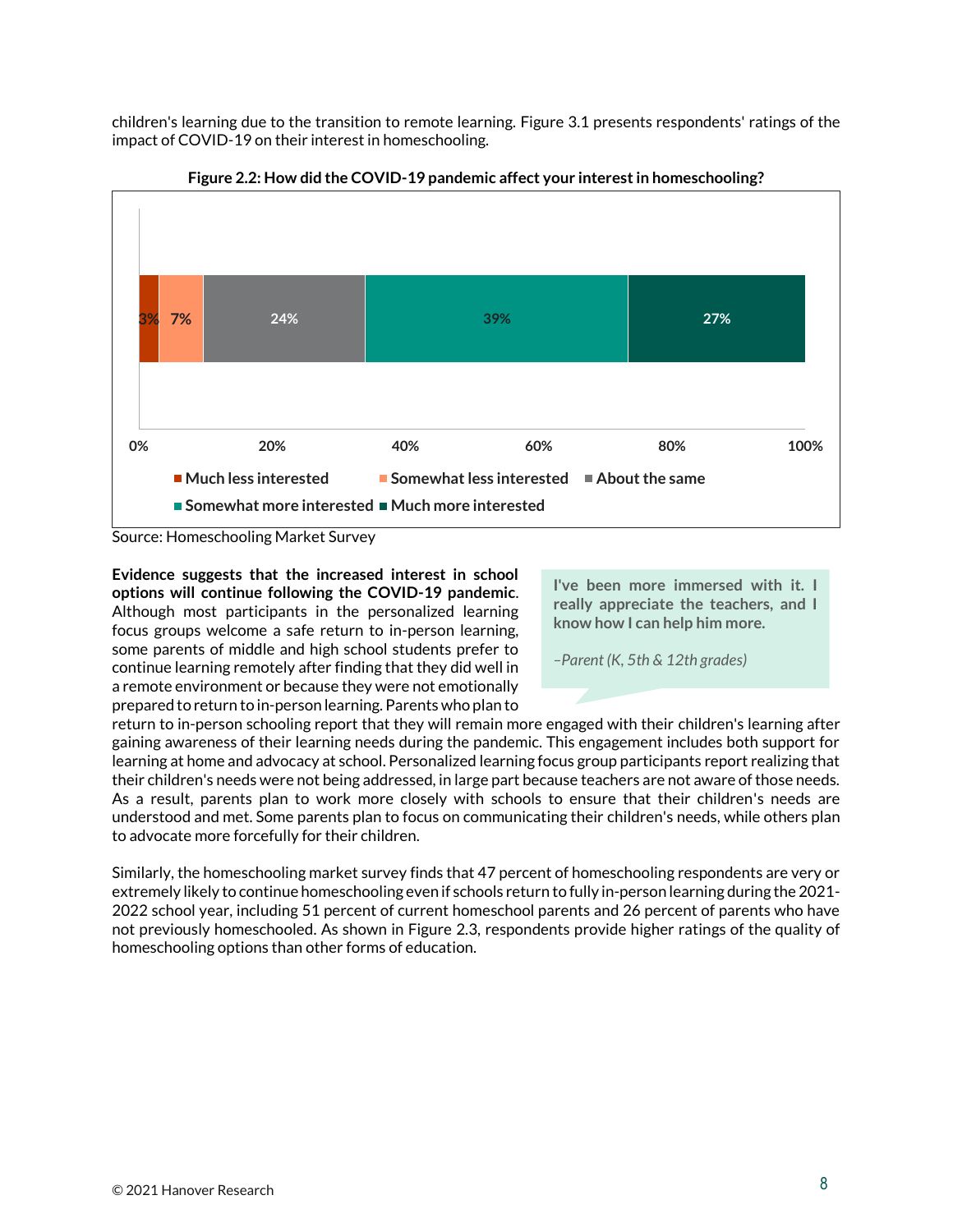children's learning due to the transition to remote learning. Figure 3.1 presents respondents' ratings of the impact of COVID-19 on their interest in homeschooling.

**Figure 2.2: How did the COVID-19 pandemic affect your interest in homeschooling?**

| Much less interested | Somewhat less interested | About the same | Somewhat more interested | Much more interested |
|---|---|---|---|---|
| 3% | 7% | 24% | 39% | 27% |

Source: Homeschooling Market Survey

> **I've been more immersed with it. I really appreciate the teachers, and I know how I can help him more.**
>
> *–Parent (K, 5th & 12th grades)*

**Evidence suggests that the increased interest in school options will continue following the COVID-19 pandemic**. Although most participants in the personalized learning focus groups welcome a safe return to in-person learning, some parents of middle and high school students prefer to continue learning remotely after finding that they did well in a remote environment or because they were not emotionally prepared to return to in-person learning. Parents who plan to return to in-person schooling report that they will remain more engaged with their children's learning after gaining awareness of their learning needs during the pandemic. This engagement includes both support for learning at home and advocacy at school. Personalized learning focus group participants report realizing that their children's needs were not being addressed, in large part because teachers are not aware of those needs. As a result, parents plan to work more closely with schools to ensure that their children's needs are understood and met. Some parents plan to focus on communicating their children's needs, while others plan to advocate more forcefully for their children.

Similarly, the homeschooling market survey finds that 47 percent of homeschooling respondents are very or extremely likely to continue homeschooling even if schools return to fully in-person learning during the 2021-2022 school year, including 51 percent of current homeschool parents and 26 percent of parents who have not previously homeschooled. As shown in Figure 2.3, respondents provide higher ratings of the quality of homeschooling options than other forms of education.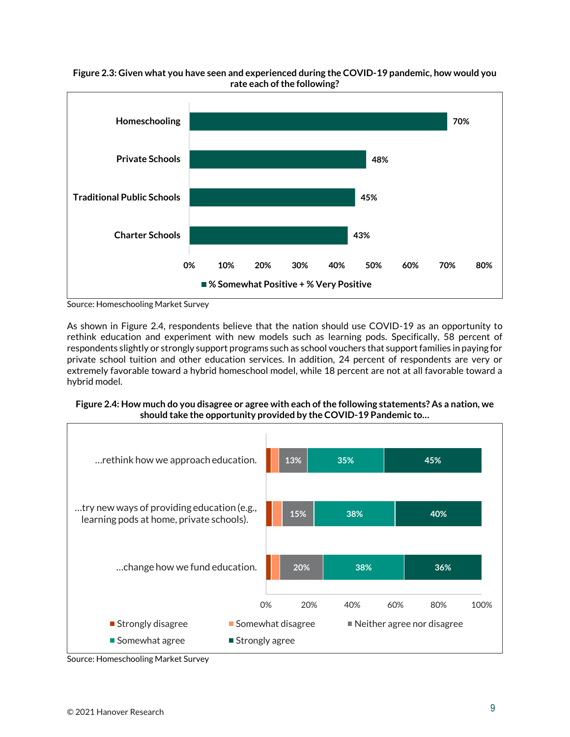**Figure 2.3: Given what you have seen and experienced during the COVID-19 pandemic, how would you rate each of the following?**

| | % Somewhat Positive + % Very Positive |
|---|---|
| Homeschooling | 70% |
| Private Schools | 48% |
| Traditional Public Schools | 45% |
| Charter Schools | 43% |

Source: Homeschooling Market Survey

As shown in Figure 2.4, respondents believe that the nation should use COVID-19 as an opportunity to rethink education and experiment with new models such as learning pods. Specifically, 58 percent of respondents slightly or strongly support programs such as school vouchers that support families in paying for private school tuition and other education services. In addition, 24 percent of respondents are very or extremely favorable toward a hybrid homeschool model, while 18 percent are not at all favorable toward a hybrid model.

**Figure 2.4: How much do you disagree or agree with each of the following statements? As a nation, we should take the opportunity provided by the COVID-19 Pandemic to…**

| | Strongly disagree | Somewhat disagree | Neither agree nor disagree | Somewhat agree | Strongly agree |
|---|---|---|---|---|---|
| …rethink how we approach education. | | | 13% | 35% | 45% |
| …try new ways of providing education (e.g., learning pods at home, private schools). | | | 15% | 38% | 40% |
| …change how we fund education. | | | 20% | 38% | 36% |

Source: Homeschooling Market Survey

© 2021 Hanover Research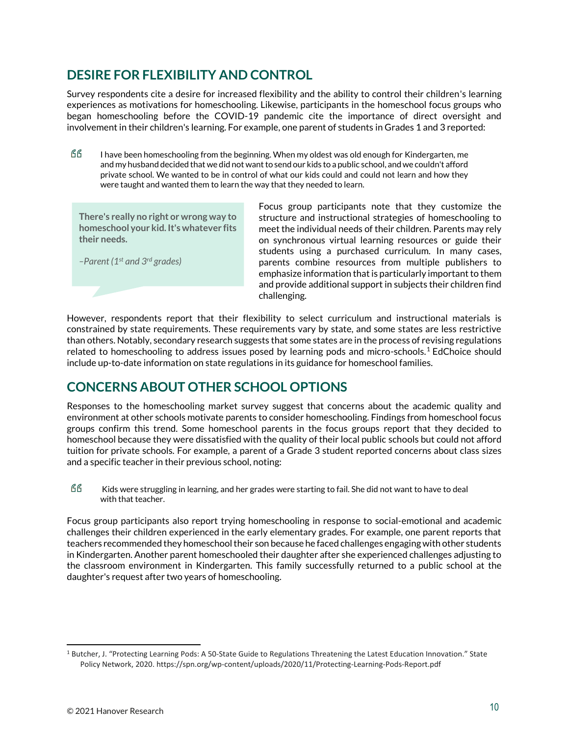## DESIRE FOR FLEXIBILITY AND CONTROL

Survey respondents cite a desire for increased flexibility and the ability to control their children's learning experiences as motivations for homeschooling. Likewise, participants in the homeschool focus groups who began homeschooling before the COVID-19 pandemic cite the importance of direct oversight and involvement in their children's learning. For example, one parent of students in Grades 1 and 3 reported:

> I have been homeschooling from the beginning. When my oldest was old enough for Kindergarten, me and my husband decided that we did not want to send our kids to a public school, and we couldn't afford private school. We wanted to be in control of what our kids could and could not learn and how they were taught and wanted them to learn the way that they needed to learn.

> **There's really no right or wrong way to homeschool your kid. It's whatever fits their needs.**
>
> *–Parent (1st and 3rd grades)*

Focus group participants note that they customize the structure and instructional strategies of homeschooling to meet the individual needs of their children. Parents may rely on synchronous virtual learning resources or guide their students using a purchased curriculum. In many cases, parents combine resources from multiple publishers to emphasize information that is particularly important to them and provide additional support in subjects their children find challenging.

However, respondents report that their flexibility to select curriculum and instructional materials is constrained by state requirements. These requirements vary by state, and some states are less restrictive than others. Notably, secondary research suggests that some states are in the process of revising regulations related to homeschooling to address issues posed by learning pods and micro-schools.[1] EdChoice should include up-to-date information on state regulations in its guidance for homeschool families.

## CONCERNS ABOUT OTHER SCHOOL OPTIONS

Responses to the homeschooling market survey suggest that concerns about the academic quality and environment at other schools motivate parents to consider homeschooling. Findings from homeschool focus groups confirm this trend. Some homeschool parents in the focus groups report that they decided to homeschool because they were dissatisfied with the quality of their local public schools but could not afford tuition for private schools. For example, a parent of a Grade 3 student reported concerns about class sizes and a specific teacher in their previous school, noting:

> Kids were struggling in learning, and her grades were starting to fail. She did not want to have to deal with that teacher.

Focus group participants also report trying homeschooling in response to social-emotional and academic challenges their children experienced in the early elementary grades. For example, one parent reports that teachers recommended they homeschool their son because he faced challenges engaging with other students in Kindergarten. Another parent homeschooled their daughter after she experienced challenges adjusting to the classroom environment in Kindergarten. This family successfully returned to a public school at the daughter's request after two years of homeschooling.

---

[1] Butcher, J. "Protecting Learning Pods: A 50-State Guide to Regulations Threatening the Latest Education Innovation." State Policy Network, 2020. https://spn.org/wp-content/uploads/2020/11/Protecting-Learning-Pods-Report.pdf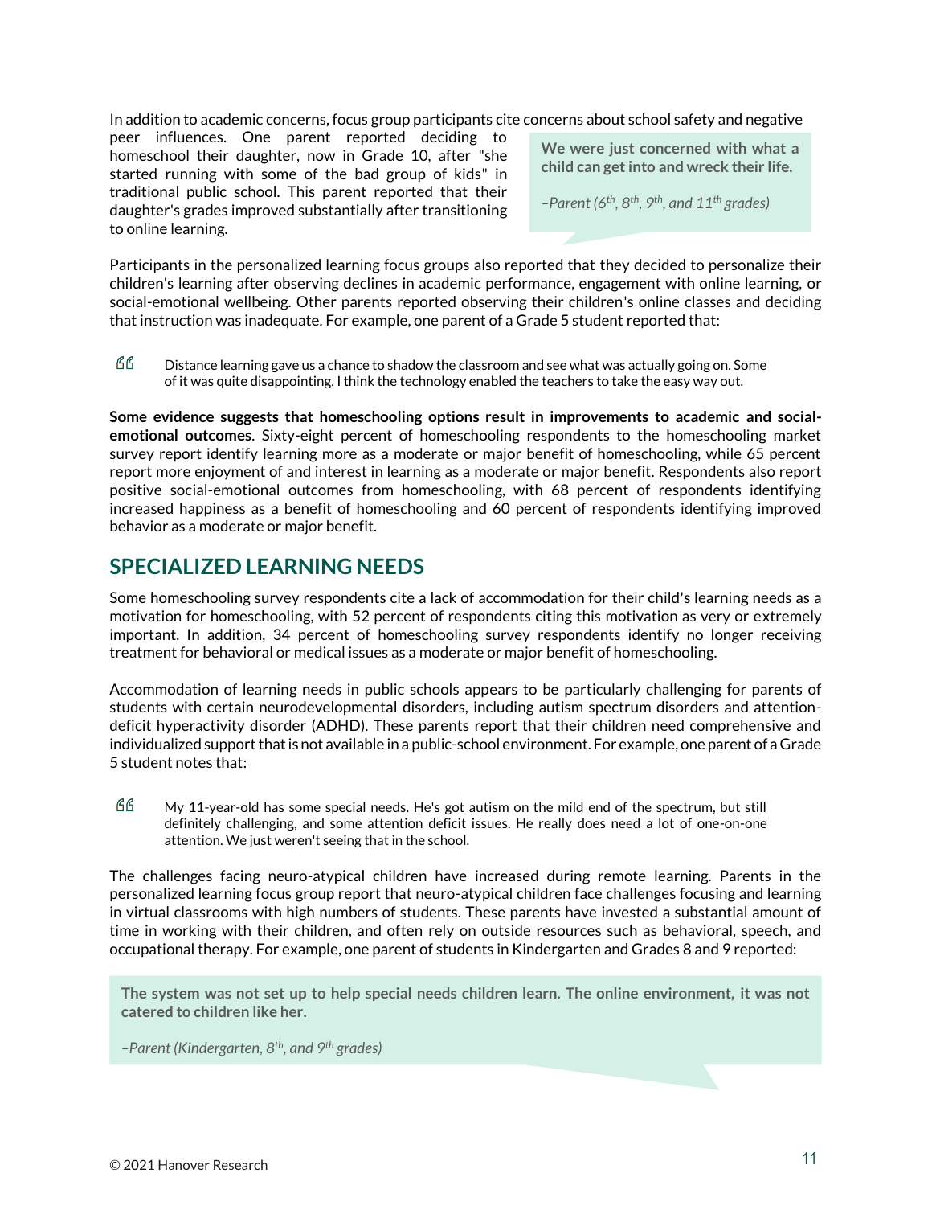In addition to academic concerns, focus group participants cite concerns about school safety and negative peer influences. One parent reported deciding to homeschool their daughter, now in Grade 10, after "she started running with some of the bad group of kids" in traditional public school. This parent reported that their daughter's grades improved substantially after transitioning to online learning.

> **We were just concerned with what a child can get into and wreck their life.**
>
> *–Parent (6th, 8th, 9th, and 11th grades)*

Participants in the personalized learning focus groups also reported that they decided to personalize their children's learning after observing declines in academic performance, engagement with online learning, or social-emotional wellbeing. Other parents reported observing their children's online classes and deciding that instruction was inadequate. For example, one parent of a Grade 5 student reported that:

> Distance learning gave us a chance to shadow the classroom and see what was actually going on. Some of it was quite disappointing. I think the technology enabled the teachers to take the easy way out.

**Some evidence suggests that homeschooling options result in improvements to academic and social-emotional outcomes**. Sixty-eight percent of homeschooling respondents to the homeschooling market survey report identify learning more as a moderate or major benefit of homeschooling, while 65 percent report more enjoyment of and interest in learning as a moderate or major benefit. Respondents also report positive social-emotional outcomes from homeschooling, with 68 percent of respondents identifying increased happiness as a benefit of homeschooling and 60 percent of respondents identifying improved behavior as a moderate or major benefit.

## SPECIALIZED LEARNING NEEDS

Some homeschooling survey respondents cite a lack of accommodation for their child's learning needs as a motivation for homeschooling, with 52 percent of respondents citing this motivation as very or extremely important. In addition, 34 percent of homeschooling survey respondents identify no longer receiving treatment for behavioral or medical issues as a moderate or major benefit of homeschooling.

Accommodation of learning needs in public schools appears to be particularly challenging for parents of students with certain neurodevelopmental disorders, including autism spectrum disorders and attention-deficit hyperactivity disorder (ADHD). These parents report that their children need comprehensive and individualized support that is not available in a public-school environment. For example, one parent of a Grade 5 student notes that:

> My 11-year-old has some special needs. He's got autism on the mild end of the spectrum, but still definitely challenging, and some attention deficit issues. He really does need a lot of one-on-one attention. We just weren't seeing that in the school.

The challenges facing neuro-atypical children have increased during remote learning. Parents in the personalized learning focus group report that neuro-atypical children face challenges focusing and learning in virtual classrooms with high numbers of students. These parents have invested a substantial amount of time in working with their children, and often rely on outside resources such as behavioral, speech, and occupational therapy. For example, one parent of students in Kindergarten and Grades 8 and 9 reported:

> **The system was not set up to help special needs children learn. The online environment, it was not catered to children like her.**
>
> *–Parent (Kindergarten, 8th, and 9th grades)*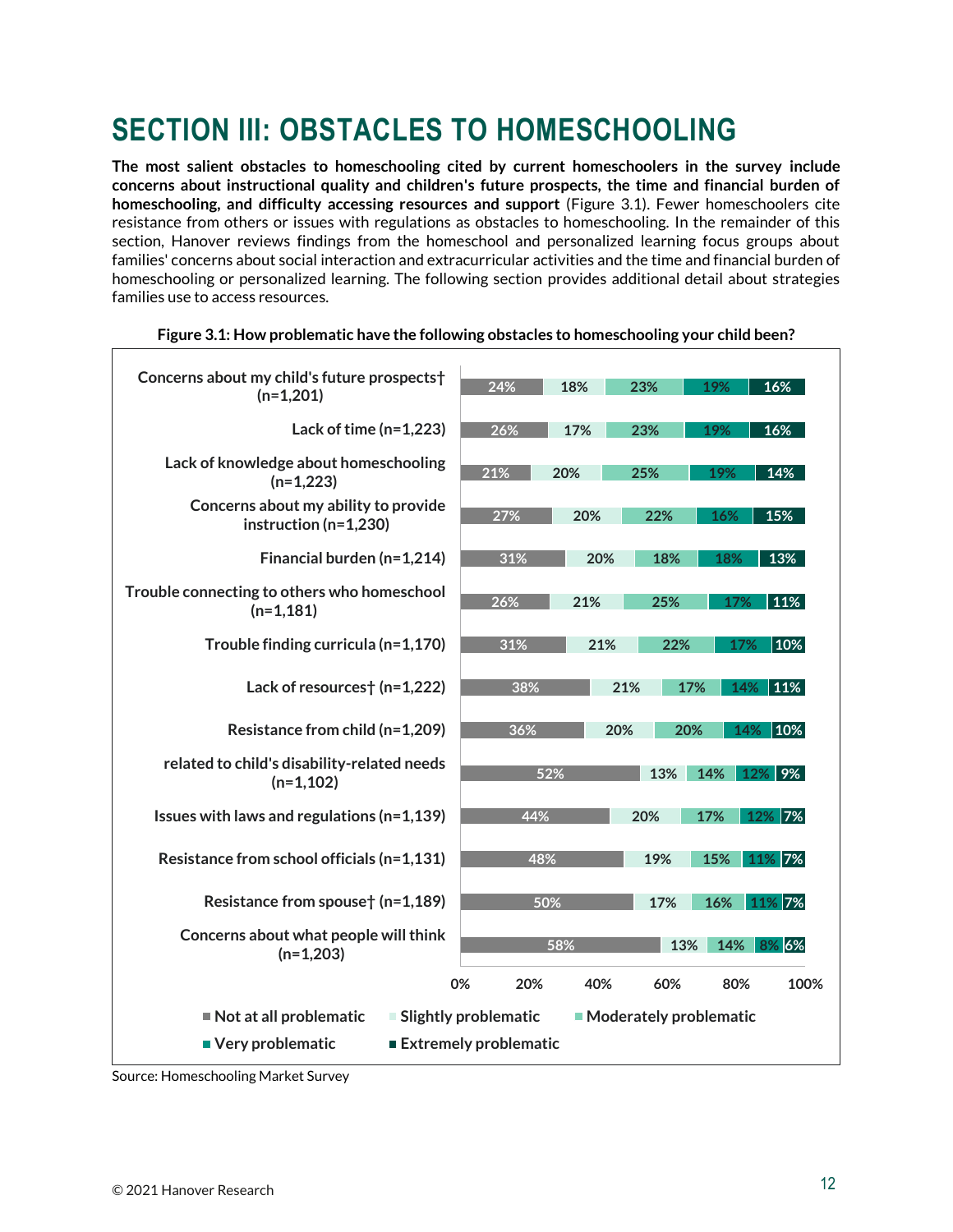# SECTION III: OBSTACLES TO HOMESCHOOLING

**The most salient obstacles to homeschooling cited by current homeschoolers in the survey include concerns about instructional quality and children's future prospects, the time and financial burden of homeschooling, and difficulty accessing resources and support** (Figure 3.1). Fewer homeschoolers cite resistance from others or issues with regulations as obstacles to homeschooling. In the remainder of this section, Hanover reviews findings from the homeschool and personalized learning focus groups about families' concerns about social interaction and extracurricular activities and the time and financial burden of homeschooling or personalized learning. The following section provides additional detail about strategies families use to access resources.

**Figure 3.1: How problematic have the following obstacles to homeschooling your child been?**

| Obstacle | Not at all problematic | Slightly problematic | Moderately problematic | Very problematic | Extremely problematic |
|---|---|---|---|---|---|
| Concerns about my child's future prospects† (n=1,201) | 24% | 18% | 23% | 19% | 16% |
| Lack of time (n=1,223) | 26% | 17% | 23% | 19% | 16% |
| Lack of knowledge about homeschooling (n=1,223) | 21% | 20% | 25% | 19% | 14% |
| Concerns about my ability to provide instruction (n=1,230) | 27% | 20% | 22% | 16% | 15% |
| Financial burden (n=1,214) | 31% | 20% | 18% | 18% | 13% |
| Trouble connecting to others who homeschool (n=1,181) | 26% | 21% | 25% | 17% | 11% |
| Trouble finding curricula (n=1,170) | 31% | 21% | 22% | 17% | 10% |
| Lack of resources† (n=1,222) | 38% | 21% | 17% | 14% | 11% |
| Resistance from child (n=1,209) | 36% | 20% | 20% | 14% | 10% |
| related to child's disability-related needs (n=1,102) | 52% | 13% | 14% | 12% | 9% |
| Issues with laws and regulations (n=1,139) | 44% | 20% | 17% | 12% | 7% |
| Resistance from school officials (n=1,131) | 48% | 19% | 15% | 11% | 7% |
| Resistance from spouse† (n=1,189) | 50% | 17% | 16% | 11% | 7% |
| Concerns about what people will think (n=1,203) | 58% | 13% | 14% | 8% | 6% |

Source: Homeschooling Market Survey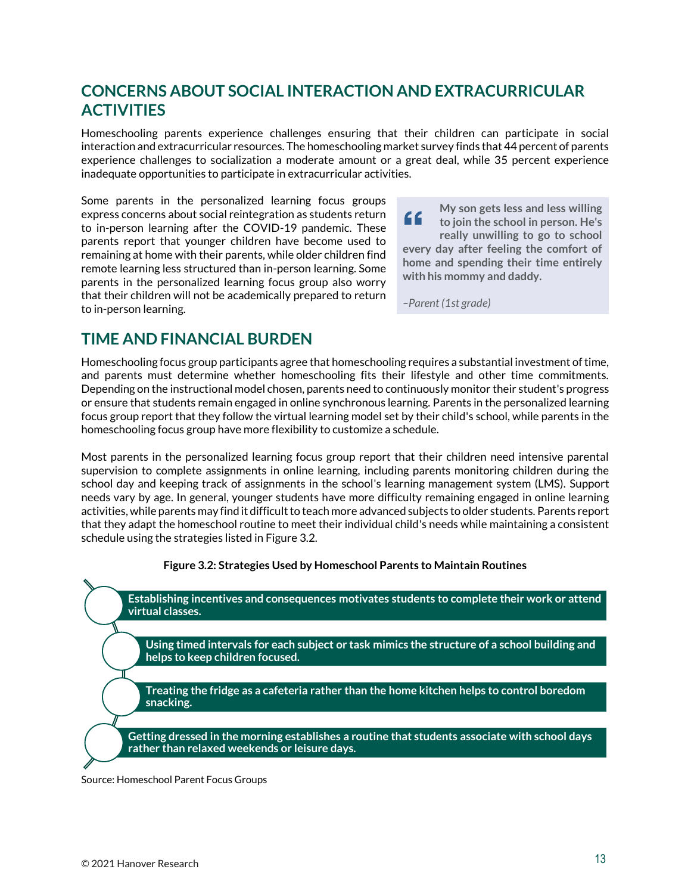## CONCERNS ABOUT SOCIAL INTERACTION AND EXTRACURRICULAR ACTIVITIES

Homeschooling parents experience challenges ensuring that their children can participate in social interaction and extracurricular resources. The homeschooling market survey finds that 44 percent of parents experience challenges to socialization a moderate amount or a great deal, while 35 percent experience inadequate opportunities to participate in extracurricular activities.

Some parents in the personalized learning focus groups express concerns about social reintegration as students return to in-person learning after the COVID-19 pandemic. These parents report that younger children have become used to remaining at home with their parents, while older children find remote learning less structured than in-person learning. Some parents in the personalized learning focus group also worry that their children will not be academically prepared to return to in-person learning.

> **"My son gets less and less willing to join the school in person. He's really unwilling to go to school every day after feeling the comfort of home and spending their time entirely with his mommy and daddy.**
>
> *–Parent (1st grade)*

## TIME AND FINANCIAL BURDEN

Homeschooling focus group participants agree that homeschooling requires a substantial investment of time, and parents must determine whether homeschooling fits their lifestyle and other time commitments. Depending on the instructional model chosen, parents need to continuously monitor their student's progress or ensure that students remain engaged in online synchronous learning. Parents in the personalized learning focus group report that they follow the virtual learning model set by their child's school, while parents in the homeschooling focus group have more flexibility to customize a schedule.

Most parents in the personalized learning focus group report that their children need intensive parental supervision to complete assignments in online learning, including parents monitoring children during the school day and keeping track of assignments in the school's learning management system (LMS). Support needs vary by age. In general, younger students have more difficulty remaining engaged in online learning activities, while parents may find it difficult to teach more advanced subjects to older students. Parents report that they adapt the homeschool routine to meet their individual child's needs while maintaining a consistent schedule using the strategies listed in Figure 3.2.

**Figure 3.2: Strategies Used by Homeschool Parents to Maintain Routines**

- **Establishing incentives and consequences motivates students to complete their work or attend virtual classes.**
- **Using timed intervals for each subject or task mimics the structure of a school building and helps to keep children focused.**
- **Treating the fridge as a cafeteria rather than the home kitchen helps to control boredom snacking.**
- **Getting dressed in the morning establishes a routine that students associate with school days rather than relaxed weekends or leisure days.**

Source: Homeschool Parent Focus Groups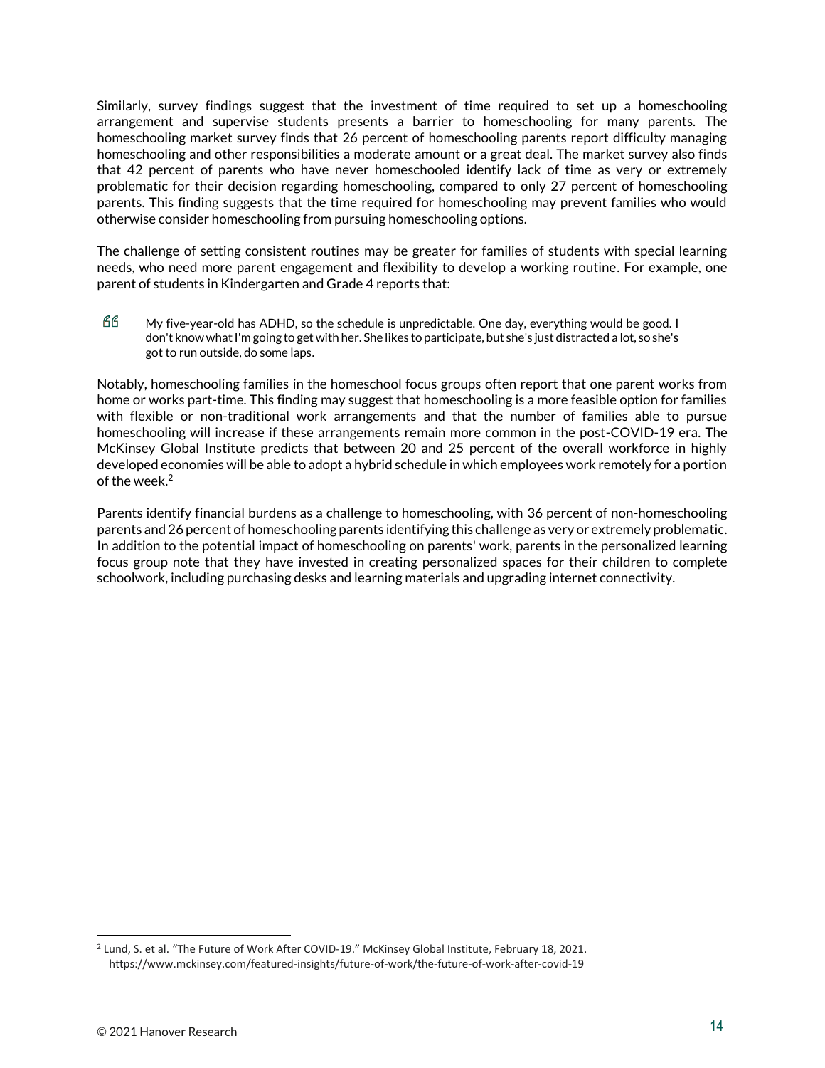Similarly, survey findings suggest that the investment of time required to set up a homeschooling arrangement and supervise students presents a barrier to homeschooling for many parents. The homeschooling market survey finds that 26 percent of homeschooling parents report difficulty managing homeschooling and other responsibilities a moderate amount or a great deal. The market survey also finds that 42 percent of parents who have never homeschooled identify lack of time as very or extremely problematic for their decision regarding homeschooling, compared to only 27 percent of homeschooling parents. This finding suggests that the time required for homeschooling may prevent families who would otherwise consider homeschooling from pursuing homeschooling options.

The challenge of setting consistent routines may be greater for families of students with special learning needs, who need more parent engagement and flexibility to develop a working routine. For example, one parent of students in Kindergarten and Grade 4 reports that:

> My five-year-old has ADHD, so the schedule is unpredictable. One day, everything would be good. I don't know what I'm going to get with her. She likes to participate, but she's just distracted a lot, so she's got to run outside, do some laps.

Notably, homeschooling families in the homeschool focus groups often report that one parent works from home or works part-time. This finding may suggest that homeschooling is a more feasible option for families with flexible or non-traditional work arrangements and that the number of families able to pursue homeschooling will increase if these arrangements remain more common in the post-COVID-19 era. The McKinsey Global Institute predicts that between 20 and 25 percent of the overall workforce in highly developed economies will be able to adopt a hybrid schedule in which employees work remotely for a portion of the week.[2]

Parents identify financial burdens as a challenge to homeschooling, with 36 percent of non-homeschooling parents and 26 percent of homeschooling parents identifying this challenge as very or extremely problematic. In addition to the potential impact of homeschooling on parents' work, parents in the personalized learning focus group note that they have invested in creating personalized spaces for their children to complete schoolwork, including purchasing desks and learning materials and upgrading internet connectivity.

---

[2] Lund, S. et al. "The Future of Work After COVID-19." McKinsey Global Institute, February 18, 2021. https://www.mckinsey.com/featured-insights/future-of-work/the-future-of-work-after-covid-19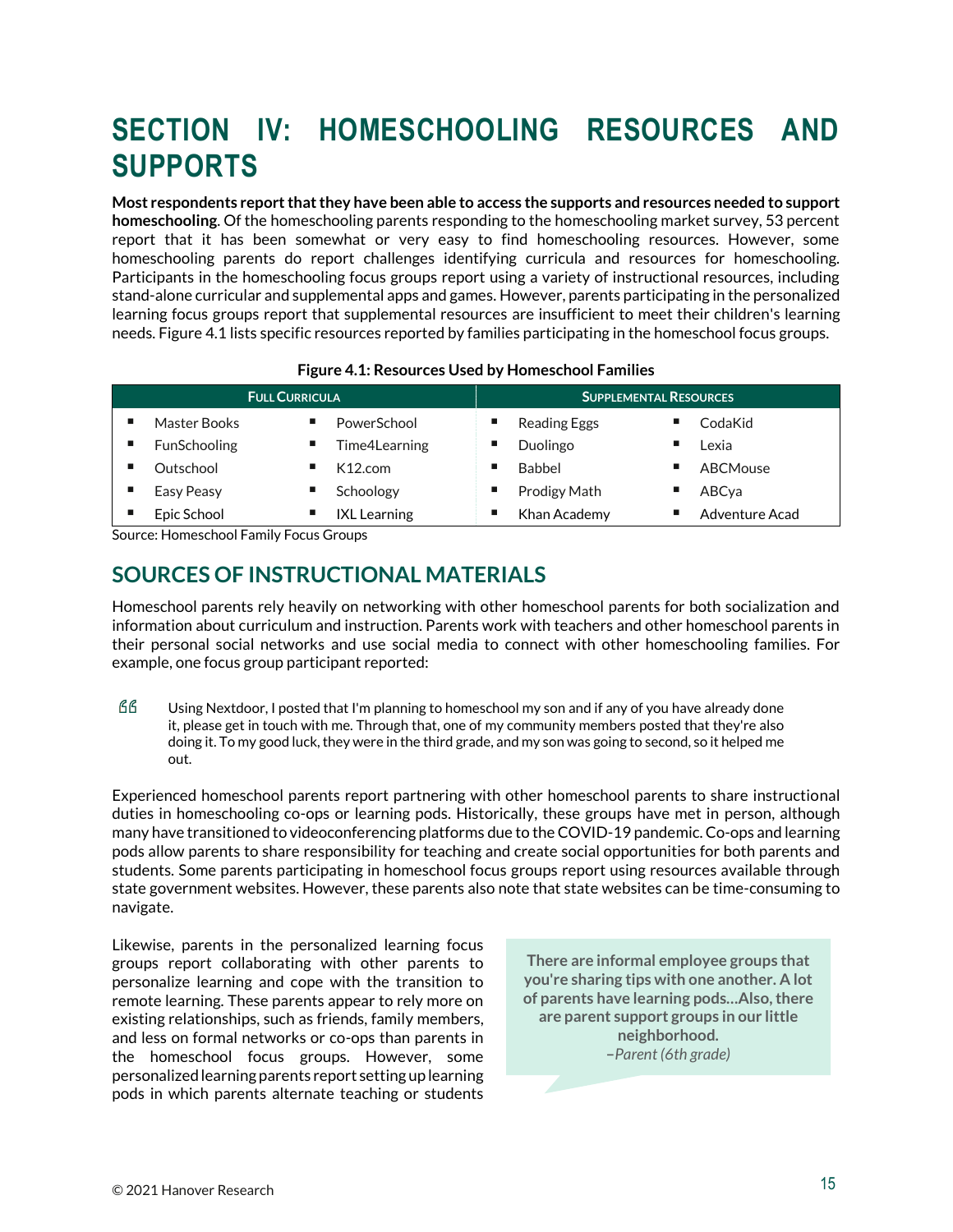# SECTION IV: HOMESCHOOLING RESOURCES AND SUPPORTS

**Most respondents report that they have been able to access the supports and resources needed to support homeschooling**. Of the homeschooling parents responding to the homeschooling market survey, 53 percent report that it has been somewhat or very easy to find homeschooling resources. However, some homeschooling parents do report challenges identifying curricula and resources for homeschooling. Participants in the homeschooling focus groups report using a variety of instructional resources, including stand-alone curricular and supplemental apps and games. However, parents participating in the personalized learning focus groups report that supplemental resources are insufficient to meet their children's learning needs. Figure 4.1 lists specific resources reported by families participating in the homeschool focus groups.

**Figure 4.1: Resources Used by Homeschool Families**

| Full Curricula | | Supplemental Resources | |
|---|---|---|---|
| Master Books | PowerSchool | Reading Eggs | CodaKid |
| FunSchooling | Time4Learning | Duolingo | Lexia |
| Outschool | K12.com | Babbel | ABCMouse |
| Easy Peasy | Schoology | Prodigy Math | ABCya |
| Epic School | IXL Learning | Khan Academy | Adventure Acad |

Source: Homeschool Family Focus Groups

## SOURCES OF INSTRUCTIONAL MATERIALS

Homeschool parents rely heavily on networking with other homeschool parents for both socialization and information about curriculum and instruction. Parents work with teachers and other homeschool parents in their personal social networks and use social media to connect with other homeschooling families. For example, one focus group participant reported:

> Using Nextdoor, I posted that I'm planning to homeschool my son and if any of you have already done it, please get in touch with me. Through that, one of my community members posted that they're also doing it. To my good luck, they were in the third grade, and my son was going to second, so it helped me out.

Experienced homeschool parents report partnering with other homeschool parents to share instructional duties in homeschooling co-ops or learning pods. Historically, these groups have met in person, although many have transitioned to videoconferencing platforms due to the COVID-19 pandemic. Co-ops and learning pods allow parents to share responsibility for teaching and create social opportunities for both parents and students. Some parents participating in homeschool focus groups report using resources available through state government websites. However, these parents also note that state websites can be time-consuming to navigate.

Likewise, parents in the personalized learning focus groups report collaborating with other parents to personalize learning and cope with the transition to remote learning. These parents appear to rely more on existing relationships, such as friends, family members, and less on formal networks or co-ops than parents in the homeschool focus groups. However, some personalized learning parents report setting up learning pods in which parents alternate teaching or students

> **There are informal employee groups that you're sharing tips with one another. A lot of parents have learning pods…Also, there are parent support groups in our little neighborhood.**
> *–Parent (6th grade)*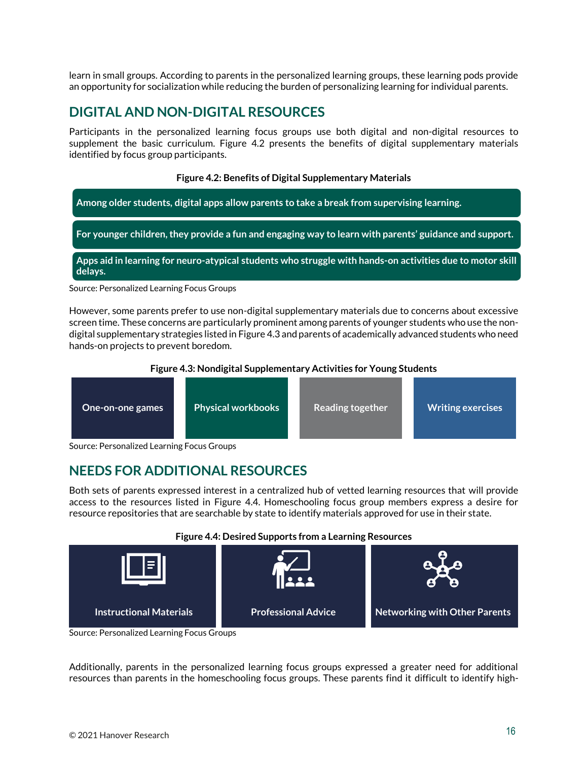learn in small groups. According to parents in the personalized learning groups, these learning pods provide an opportunity for socialization while reducing the burden of personalizing learning for individual parents.

## DIGITAL AND NON-DIGITAL RESOURCES

Participants in the personalized learning focus groups use both digital and non-digital resources to supplement the basic curriculum. Figure 4.2 presents the benefits of digital supplementary materials identified by focus group participants.

**Figure 4.2: Benefits of Digital Supplementary Materials**

- **Among older students, digital apps allow parents to take a break from supervising learning.**
- **For younger children, they provide a fun and engaging way to learn with parents' guidance and support.**
- **Apps aid in learning for neuro-atypical students who struggle with hands-on activities due to motor skill delays.**

Source: Personalized Learning Focus Groups

However, some parents prefer to use non-digital supplementary materials due to concerns about excessive screen time. These concerns are particularly prominent among parents of younger students who use the non-digital supplementary strategies listed in Figure 4.3 and parents of academically advanced students who need hands-on projects to prevent boredom.

**Figure 4.3: Nondigital Supplementary Activities for Young Students**

- One-on-one games
- Physical workbooks
- Reading together
- Writing exercises

Source: Personalized Learning Focus Groups

## NEEDS FOR ADDITIONAL RESOURCES

Both sets of parents expressed interest in a centralized hub of vetted learning resources that will provide access to the resources listed in Figure 4.4. Homeschooling focus group members express a desire for resource repositories that are searchable by state to identify materials approved for use in their state.

**Figure 4.4: Desired Supports from a Learning Resources**

- Instructional Materials
- Professional Advice
- Networking with Other Parents

Source: Personalized Learning Focus Groups

Additionally, parents in the personalized learning focus groups expressed a greater need for additional resources than parents in the homeschooling focus groups. These parents find it difficult to identify high-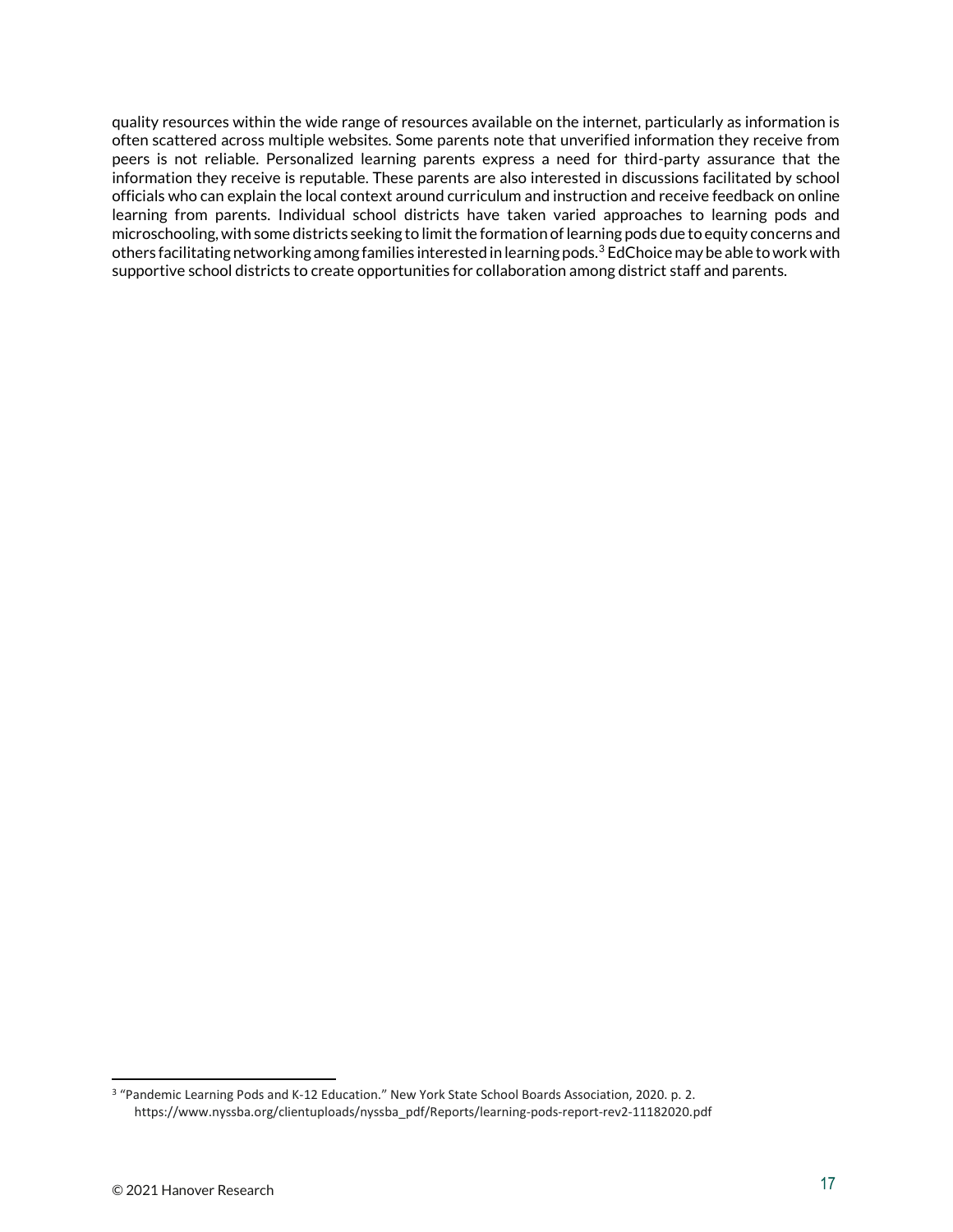quality resources within the wide range of resources available on the internet, particularly as information is often scattered across multiple websites. Some parents note that unverified information they receive from peers is not reliable. Personalized learning parents express a need for third-party assurance that the information they receive is reputable. These parents are also interested in discussions facilitated by school officials who can explain the local context around curriculum and instruction and receive feedback on online learning from parents. Individual school districts have taken varied approaches to learning pods and microschooling, with some districts seeking to limit the formation of learning pods due to equity concerns and others facilitating networking among families interested in learning pods.[3] EdChoice may be able to work with supportive school districts to create opportunities for collaboration among district staff and parents.

---

[3] "Pandemic Learning Pods and K-12 Education." New York State School Boards Association, 2020. p. 2. https://www.nyssba.org/clientuploads/nyssba_pdf/Reports/learning-pods-report-rev2-11182020.pdf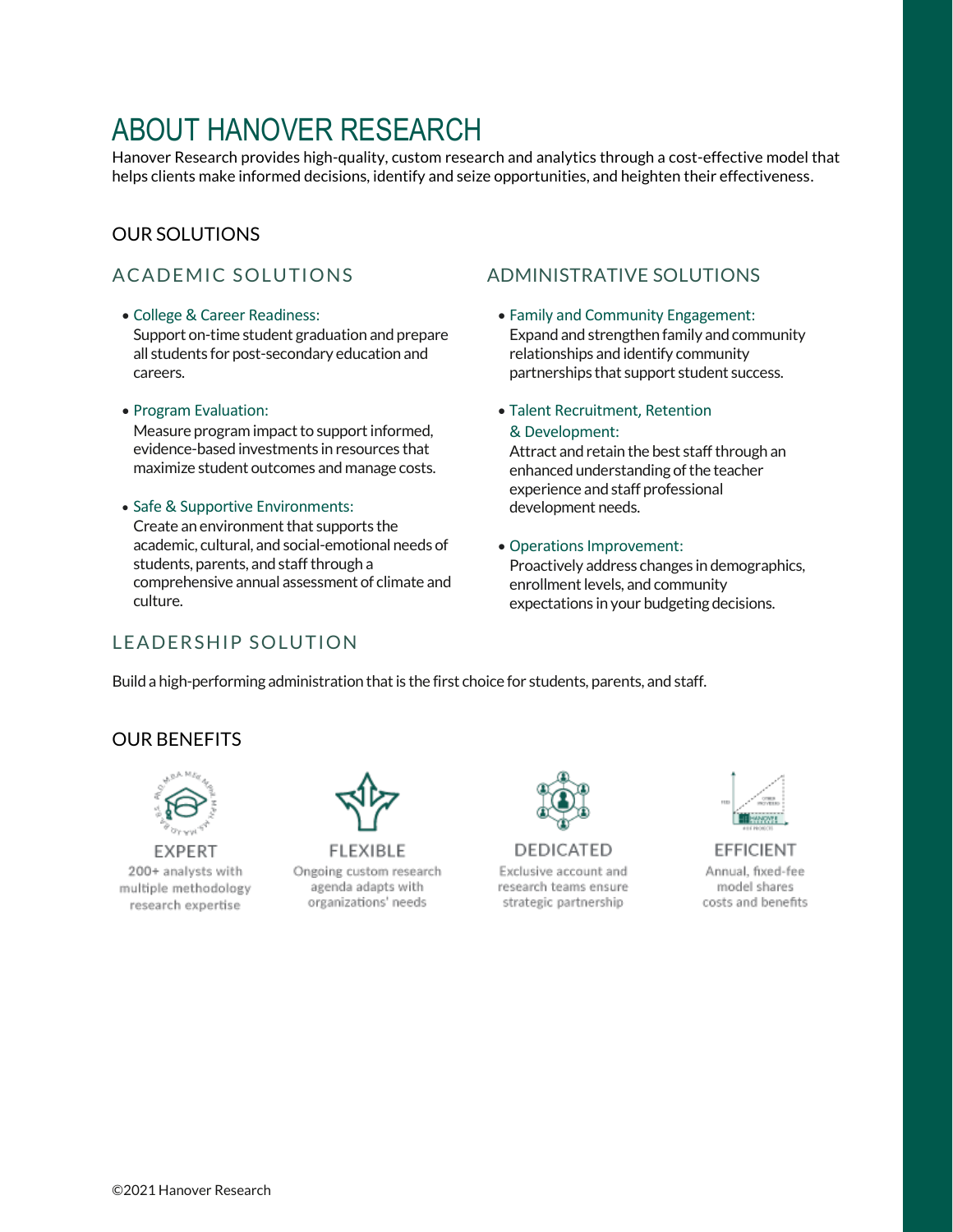# ABOUT HANOVER RESEARCH

Hanover Research provides high-quality, custom research and analytics through a cost-effective model that helps clients make informed decisions, identify and seize opportunities, and heighten their effectiveness.

## OUR SOLUTIONS

### ACADEMIC SOLUTIONS

- College & Career Readiness:
  Support on-time student graduation and prepare all students for post-secondary education and careers.
- Program Evaluation:
  Measure program impact to support informed, evidence-based investments in resources that maximize student outcomes and manage costs.
- Safe & Supportive Environments:
  Create an environment that supports the academic, cultural, and social-emotional needs of students, parents, and staff through a comprehensive annual assessment of climate and culture.

### ADMINISTRATIVE SOLUTIONS

- Family and Community Engagement:
  Expand and strengthen family and community relationships and identify community partnerships that support student success.
- Talent Recruitment, Retention & Development:
  Attract and retain the best staff through an enhanced understanding of the teacher experience and staff professional development needs.
- Operations Improvement:
  Proactively address changes in demographics, enrollment levels, and community expectations in your budgeting decisions.

### LEADERSHIP SOLUTION

Build a high-performing administration that is the first choice for students, parents, and staff.

## OUR BENEFITS

**EXPERT**
200+ analysts with multiple methodology research expertise

**FLEXIBLE**
Ongoing custom research agenda adapts with organizations' needs

**DEDICATED**
Exclusive account and research teams ensure strategic partnership

**EFFICIENT**
Annual, fixed-fee model shares costs and benefits

©2021 Hanover Research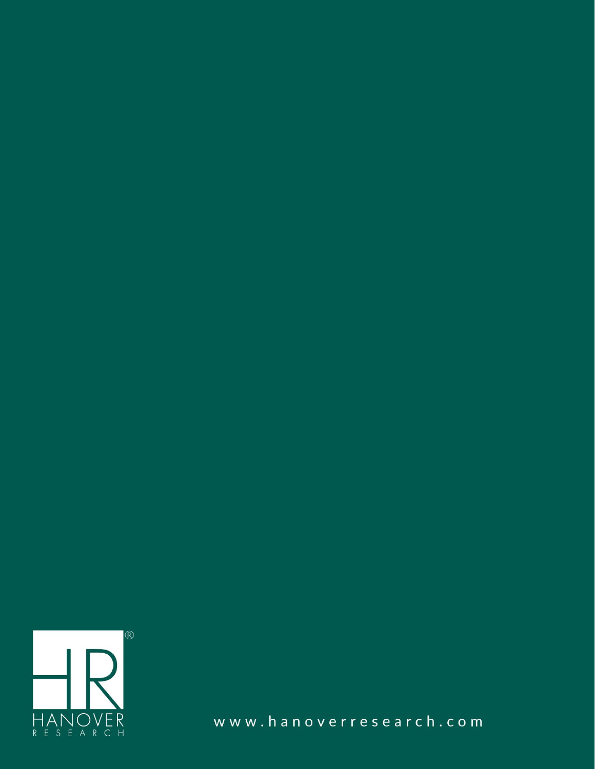HANOVER RESEARCH

www.hanoverresearch.com